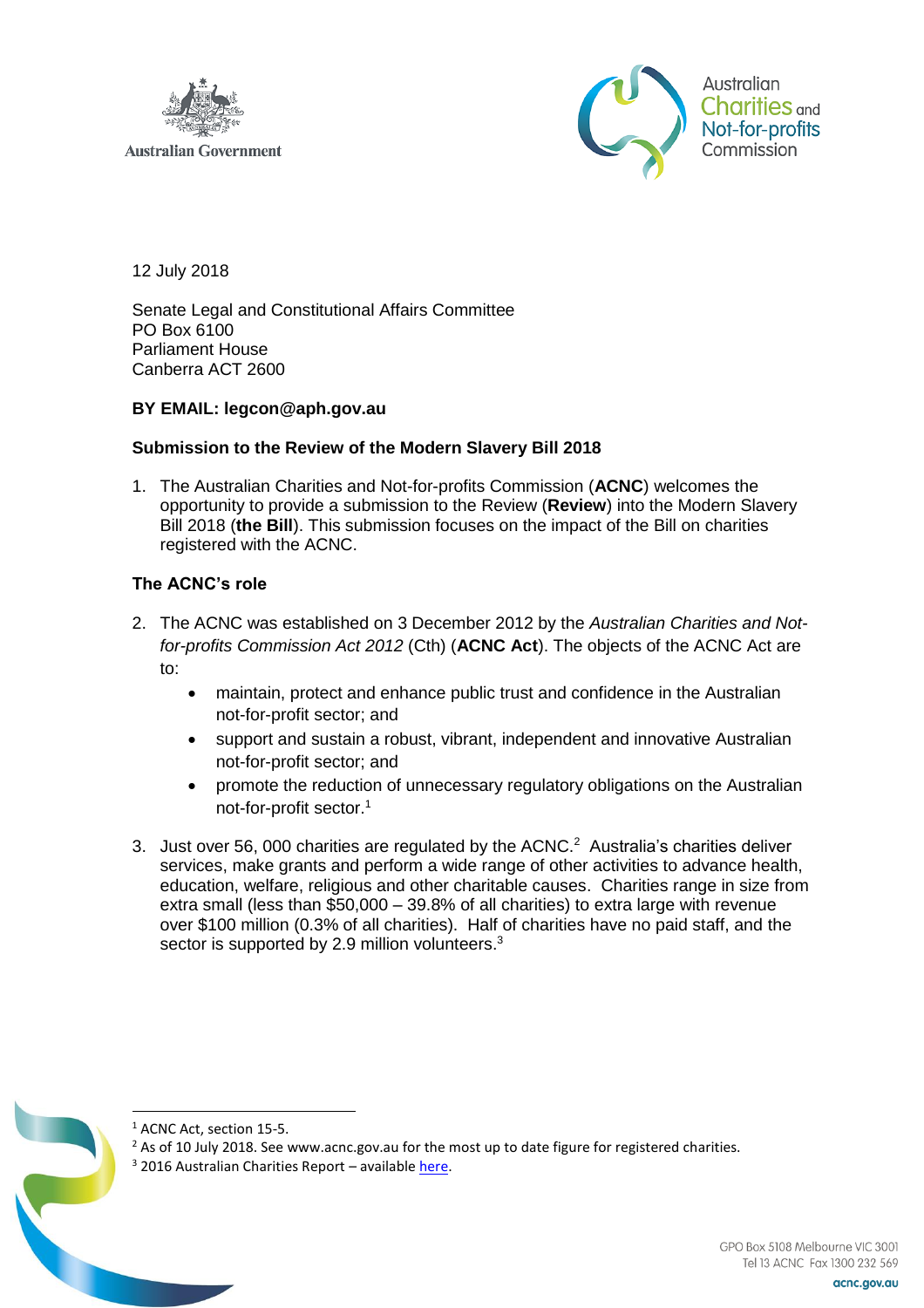Australian Government

Australian Charities and Not-for-profits Commission

12 July 2018

Senate Legal and Constitutional Affairs Committee
PO Box 6100
Parliament House
Canberra ACT 2600

**BY EMAIL: legcon@aph.gov.au**

**Submission to the Review of the Modern Slavery Bill 2018**

1. The Australian Charities and Not-for-profits Commission (**ACNC**) welcomes the opportunity to provide a submission to the Review (**Review**) into the Modern Slavery Bill 2018 (**the Bill**). This submission focuses on the impact of the Bill on charities registered with the ACNC.

**The ACNC's role**

2. The ACNC was established on 3 December 2012 by the *Australian Charities and Not-for-profits Commission Act 2012* (Cth) (**ACNC Act**). The objects of the ACNC Act are to:
   - maintain, protect and enhance public trust and confidence in the Australian not-for-profit sector; and
   - support and sustain a robust, vibrant, independent and innovative Australian not-for-profit sector; and
   - promote the reduction of unnecessary regulatory obligations on the Australian not-for-profit sector.[1]

3. Just over 56, 000 charities are regulated by the ACNC.[2] Australia's charities deliver services, make grants and perform a wide range of other activities to advance health, education, welfare, religious and other charitable causes. Charities range in size from extra small (less than $50,000 – 39.8% of all charities) to extra large with revenue over $100 million (0.3% of all charities). Half of charities have no paid staff, and the sector is supported by 2.9 million volunteers.[3]

[1] ACNC Act, section 15-5.
[2] As of 10 July 2018. See www.acnc.gov.au for the most up to date figure for registered charities.
[3] 2016 Australian Charities Report – available here.

GPO Box 5108 Melbourne VIC 3001
Tel 13 ACNC Fax 1300 232 569
acnc.gov.au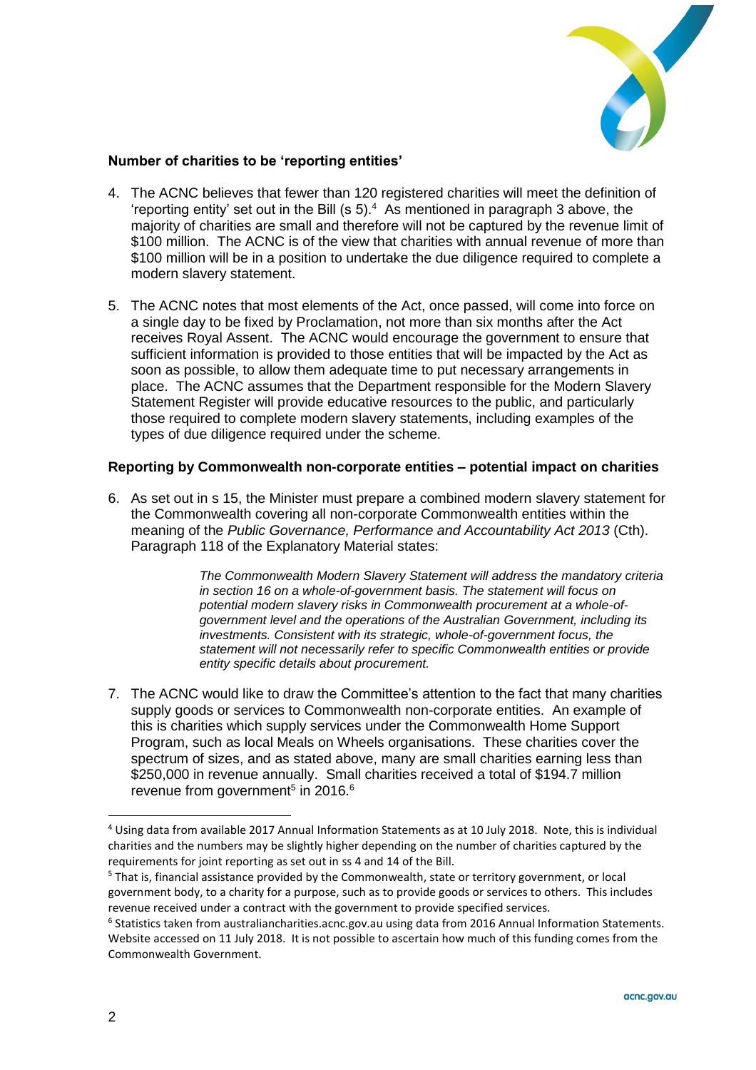**Number of charities to be 'reporting entities'**

4. The ACNC believes that fewer than 120 registered charities will meet the definition of 'reporting entity' set out in the Bill (s 5).[4] As mentioned in paragraph 3 above, the majority of charities are small and therefore will not be captured by the revenue limit of $100 million. The ACNC is of the view that charities with annual revenue of more than $100 million will be in a position to undertake the due diligence required to complete a modern slavery statement.

5. The ACNC notes that most elements of the Act, once passed, will come into force on a single day to be fixed by Proclamation, not more than six months after the Act receives Royal Assent. The ACNC would encourage the government to ensure that sufficient information is provided to those entities that will be impacted by the Act as soon as possible, to allow them adequate time to put necessary arrangements in place. The ACNC assumes that the Department responsible for the Modern Slavery Statement Register will provide educative resources to the public, and particularly those required to complete modern slavery statements, including examples of the types of due diligence required under the scheme.

**Reporting by Commonwealth non-corporate entities – potential impact on charities**

6. As set out in s 15, the Minister must prepare a combined modern slavery statement for the Commonwealth covering all non-corporate Commonwealth entities within the meaning of the *Public Governance, Performance and Accountability Act 2013* (Cth). Paragraph 118 of the Explanatory Material states:

> *The Commonwealth Modern Slavery Statement will address the mandatory criteria in section 16 on a whole-of-government basis. The statement will focus on potential modern slavery risks in Commonwealth procurement at a whole-of-government level and the operations of the Australian Government, including its investments. Consistent with its strategic, whole-of-government focus, the statement will not necessarily refer to specific Commonwealth entities or provide entity specific details about procurement.*

7. The ACNC would like to draw the Committee's attention to the fact that many charities supply goods or services to Commonwealth non-corporate entities. An example of this is charities which supply services under the Commonwealth Home Support Program, such as local Meals on Wheels organisations. These charities cover the spectrum of sizes, and as stated above, many are small charities earning less than $250,000 in revenue annually. Small charities received a total of $194.7 million revenue from government[5] in 2016.[6]

---

[4] Using data from available 2017 Annual Information Statements as at 10 July 2018. Note, this is individual charities and the numbers may be slightly higher depending on the number of charities captured by the requirements for joint reporting as set out in ss 4 and 14 of the Bill.

[5] That is, financial assistance provided by the Commonwealth, state or territory government, or local government body, to a charity for a purpose, such as to provide goods or services to others. This includes revenue received under a contract with the government to provide specified services.

[6] Statistics taken from australiancharities.acnc.gov.au using data from 2016 Annual Information Statements. Website accessed on 11 July 2018. It is not possible to ascertain how much of this funding comes from the Commonwealth Government.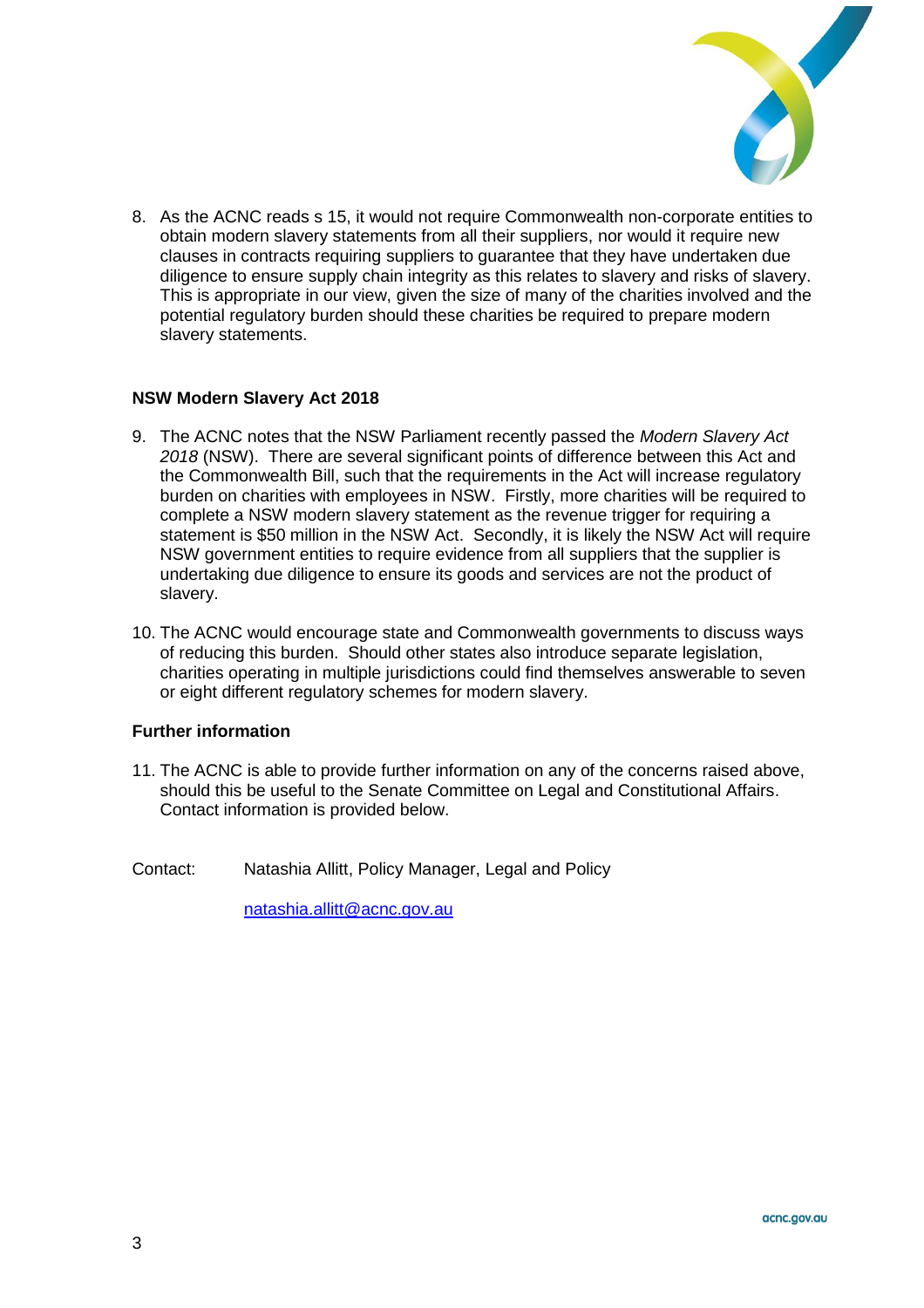8. As the ACNC reads s 15, it would not require Commonwealth non-corporate entities to obtain modern slavery statements from all their suppliers, nor would it require new clauses in contracts requiring suppliers to guarantee that they have undertaken due diligence to ensure supply chain integrity as this relates to slavery and risks of slavery. This is appropriate in our view, given the size of many of the charities involved and the potential regulatory burden should these charities be required to prepare modern slavery statements.

**NSW Modern Slavery Act 2018**

9. The ACNC notes that the NSW Parliament recently passed the *Modern Slavery Act 2018* (NSW). There are several significant points of difference between this Act and the Commonwealth Bill, such that the requirements in the Act will increase regulatory burden on charities with employees in NSW. Firstly, more charities will be required to complete a NSW modern slavery statement as the revenue trigger for requiring a statement is $50 million in the NSW Act. Secondly, it is likely the NSW Act will require NSW government entities to require evidence from all suppliers that the supplier is undertaking due diligence to ensure its goods and services are not the product of slavery.

10. The ACNC would encourage state and Commonwealth governments to discuss ways of reducing this burden. Should other states also introduce separate legislation, charities operating in multiple jurisdictions could find themselves answerable to seven or eight different regulatory schemes for modern slavery.

**Further information**

11. The ACNC is able to provide further information on any of the concerns raised above, should this be useful to the Senate Committee on Legal and Constitutional Affairs. Contact information is provided below.

Contact: Natashia Allitt, Policy Manager, Legal and Policy

natashia.allitt@acnc.gov.au